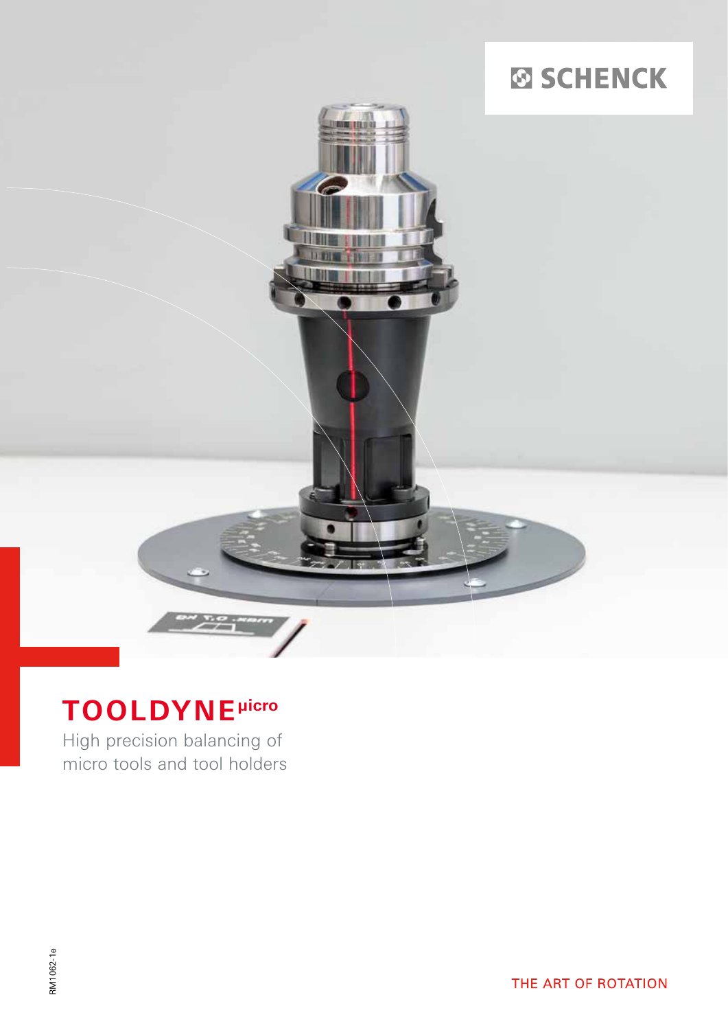SCHENCK

# TOOLDYNE$^{\mu icro}$

High precision balancing of micro tools and tool holders

RM1062-1e

THE ART OF ROTATION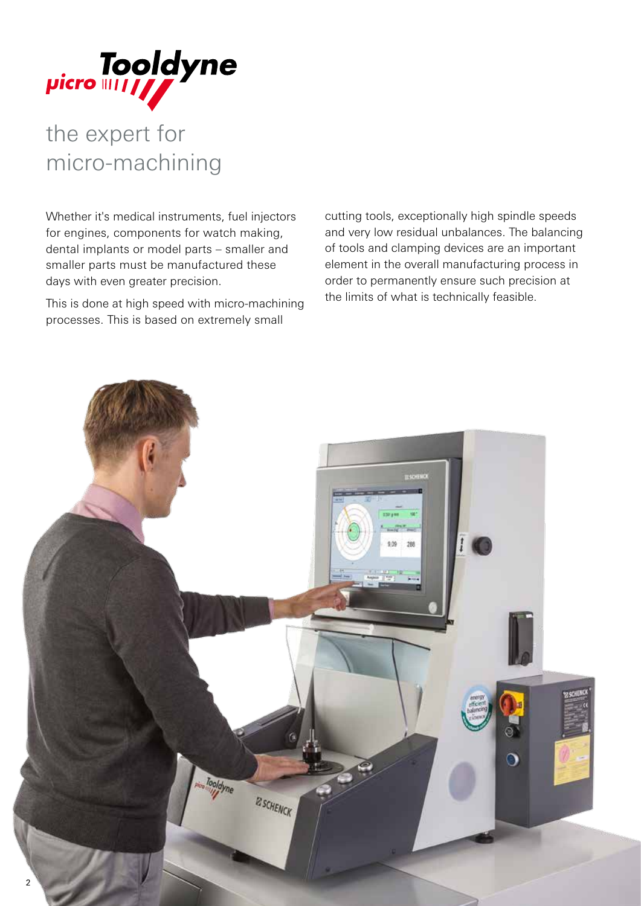picro Tooldyne

# the expert for micro-machining

Whether it's medical instruments, fuel injectors for engines, components for watch making, dental implants or model parts – smaller and smaller parts must be manufactured these days with even greater precision.

This is done at high speed with micro-machining processes. This is based on extremely small cutting tools, exceptionally high spindle speeds and very low residual unbalances. The balancing of tools and clamping devices are an important element in the overall manufacturing process in order to permanently ensure such precision at the limits of what is technically feasible.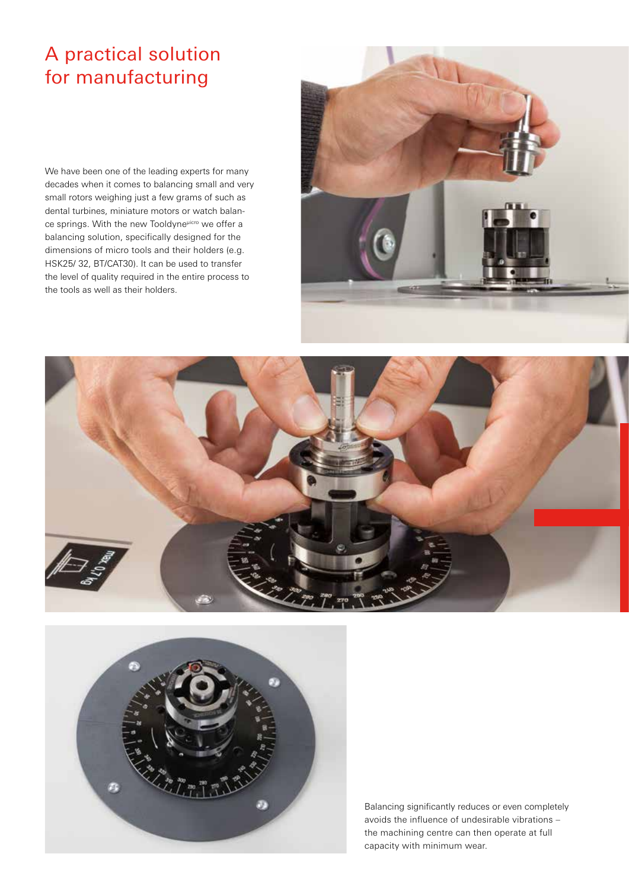# A practical solution for manufacturing

We have been one of the leading experts for many decades when it comes to balancing small and very small rotors weighing just a few grams of such as dental turbines, miniature motors or watch balance springs. With the new Tooldyne$^{\mu icro}$ we offer a balancing solution, specifically designed for the dimensions of micro tools and their holders (e.g. HSK25/ 32, BT/CAT30). It can be used to transfer the level of quality required in the entire process to the tools as well as their holders.

Balancing significantly reduces or even completely avoids the influence of undesirable vibrations – the machining centre can then operate at full capacity with minimum wear.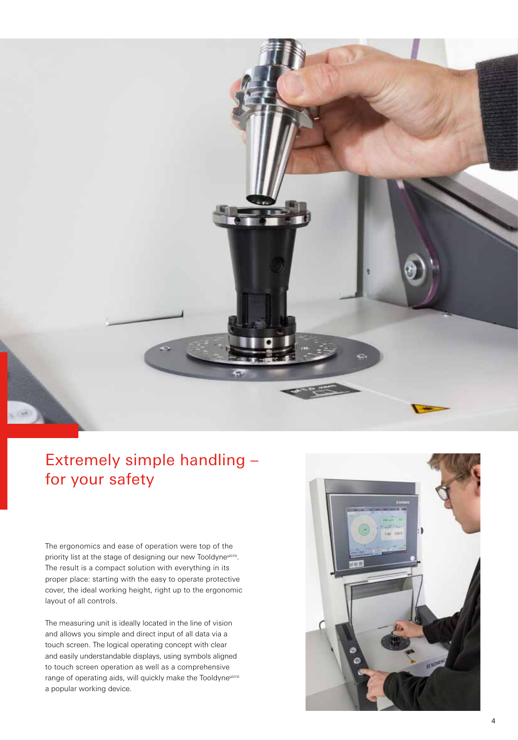## Extremely simple handling – for your safety

The ergonomics and ease of operation were top of the priority list at the stage of designing our new Tooldyne$^{\mu icro}$. The result is a compact solution with everything in its proper place: starting with the easy to operate protective cover, the ideal working height, right up to the ergonomic layout of all controls.

The measuring unit is ideally located in the line of vision and allows you simple and direct input of all data via a touch screen. The logical operating concept with clear and easily understandable displays, using symbols aligned to touch screen operation as well as a comprehensive range of operating aids, will quickly make the Tooldyne$^{\mu icro}$ a popular working device.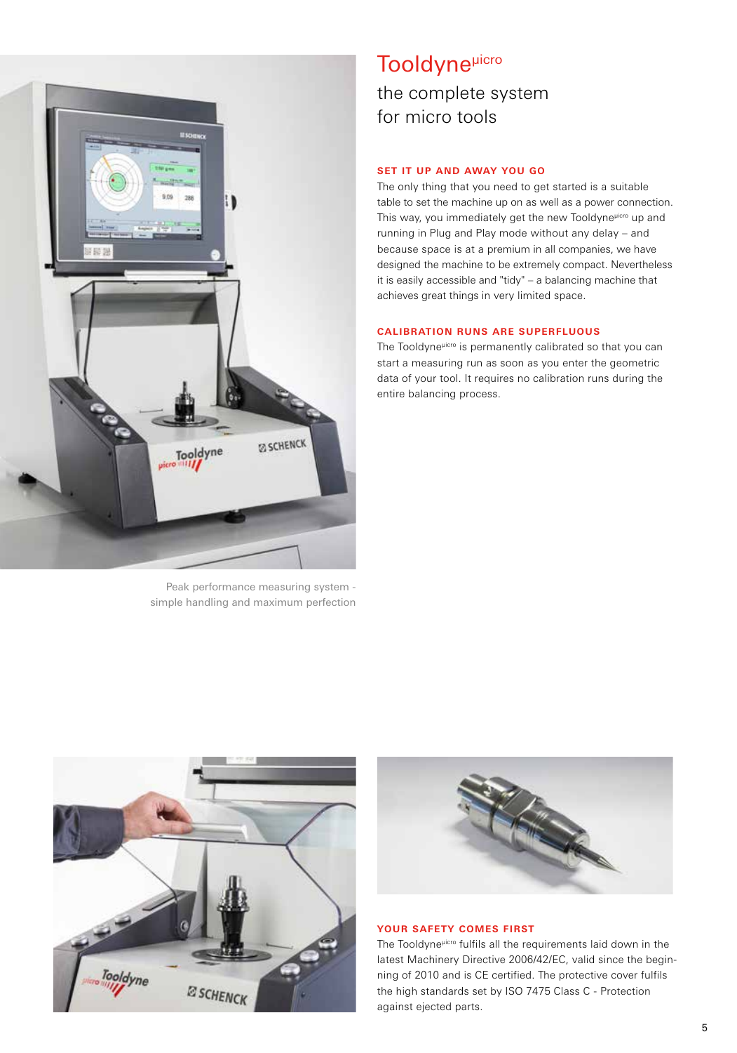# Tooldyne$^{\mu icro}$

## the complete system for micro tools

Peak performance measuring system - simple handling and maximum perfection

### SET IT UP AND AWAY YOU GO

The only thing that you need to get started is a suitable table to set the machine up on as well as a power connection. This way, you immediately get the new Tooldyne$^{\mu icro}$ up and running in Plug and Play mode without any delay – and because space is at a premium in all companies, we have designed the machine to be extremely compact. Nevertheless it is easily accessible and "tidy" – a balancing machine that achieves great things in very limited space.

### CALIBRATION RUNS ARE SUPERFLUOUS

The Tooldyne$^{\mu icro}$ is permanently calibrated so that you can start a measuring run as soon as you enter the geometric data of your tool. It requires no calibration runs during the entire balancing process.

### YOUR SAFETY COMES FIRST

The Tooldyne$^{\mu icro}$ fulfils all the requirements laid down in the latest Machinery Directive 2006/42/EC, valid since the beginning of 2010 and is CE certified. The protective cover fulfils the high standards set by ISO 7475 Class C - Protection against ejected parts.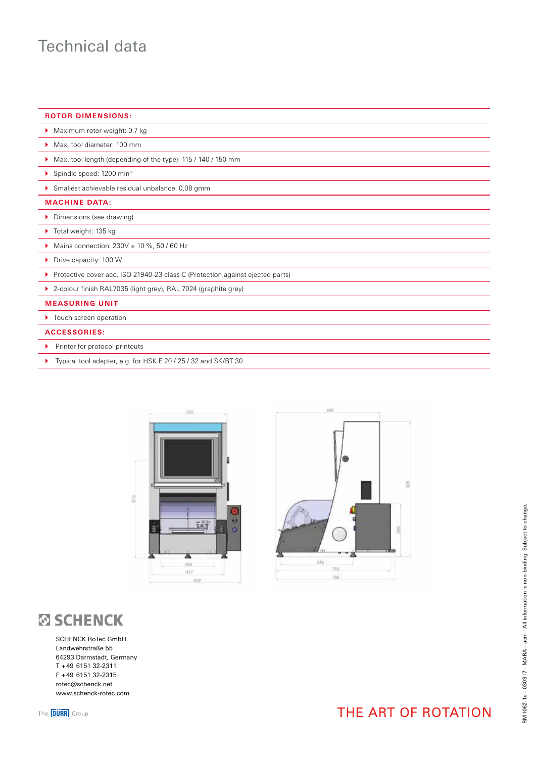# Technical data

**ROTOR DIMENSIONS:**

- Maximum rotor weight: 0.7 kg
- Max. tool diameter: 100 mm
- Max. tool length (depending of the type): 115 / 140 / 150 mm
- Spindle speed: 1200 min$^{-1}$
- Smallest achievable residual unbalance: 0,08 gmm

**MACHINE DATA:**

- Dimensions (see drawing)
- Total weight: 135 kg
- Mains connection: 230V ± 10 %, 50 / 60 Hz
- Drive capacity: 100 W
- Protective cover acc. ISO 21940-23 class C (Protection against ejected parts)
- 2-colour finish RAL7035 (light grey), RAL 7024 (graphite grey)

**MEASURING UNIT**

- Touch screen operation

**ACCESSORIES:**

- Printer for protocol printouts
- Typical tool adapter, e.g. for HSK E 20 / 25 / 32 and SK/BT 30

510
670
350
477
602

694
905
350
479
755
785

SCHENCK

SCHENCK RoTec GmbH
Landwehrstraße 55
64293 Darmstadt, Germany
T +49 6151 32-2311
F +49 6151 32-2315
rotec@schenck.net
www.schenck-rotec.com

The DÜRR Group

THE ART OF ROTATION

RM1062-1e - 030917 - MARA - acm · All information is non-binding. Subject to change.